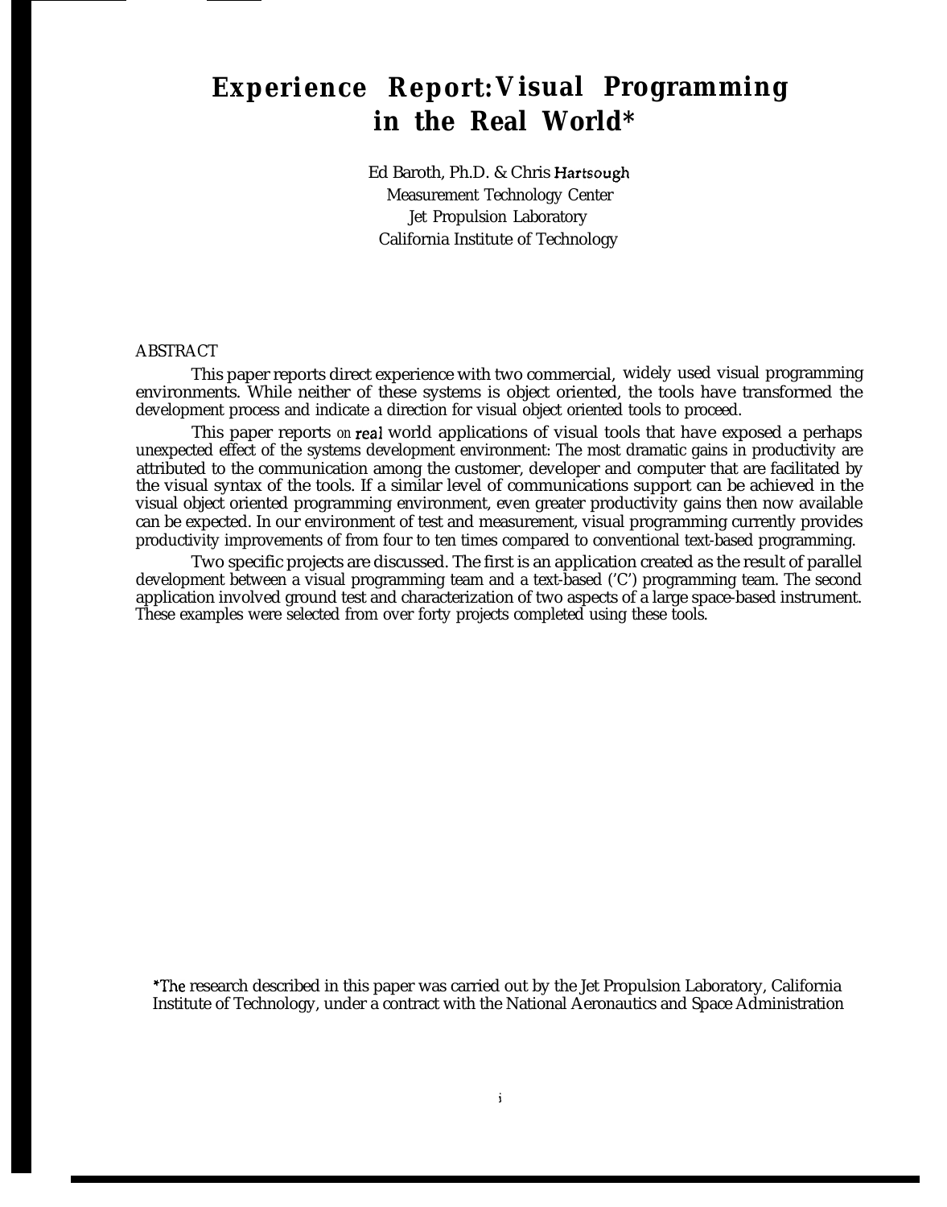# Experience Report: Visual Programming in the Real World*

Ed Baroth, Ph.D. & Chris Hartsough
Measurement Technology Center
Jet Propulsion Laboratory
California Institute of Technology

ABSTRACT

This paper reports direct experience with two commercial, widely used visual programming environments. While neither of these systems is object oriented, the tools have transformed the development process and indicate a direction for visual object oriented tools to proceed.

This paper reports on real world applications of visual tools that have exposed a perhaps unexpected effect of the systems development environment: The most dramatic gains in productivity are attributed to the communication among the customer, developer and computer that are facilitated by the visual syntax of the tools. If a similar level of communications support can be achieved in the visual object oriented programming environment, even greater productivity gains then now available can be expected. In our environment of test and measurement, visual programming currently provides productivity improvements of from four to ten times compared to conventional text-based programming.

Two specific projects are discussed. The first is an application created as the result of parallel development between a visual programming team and a text-based ('C') programming team. The second application involved ground test and characterization of two aspects of a large space-based instrument. These examples were selected from over forty projects completed using these tools.

*The research described in this paper was carried out by the Jet Propulsion Laboratory, California Institute of Technology, under a contract with the National Aeronautics and Space Administration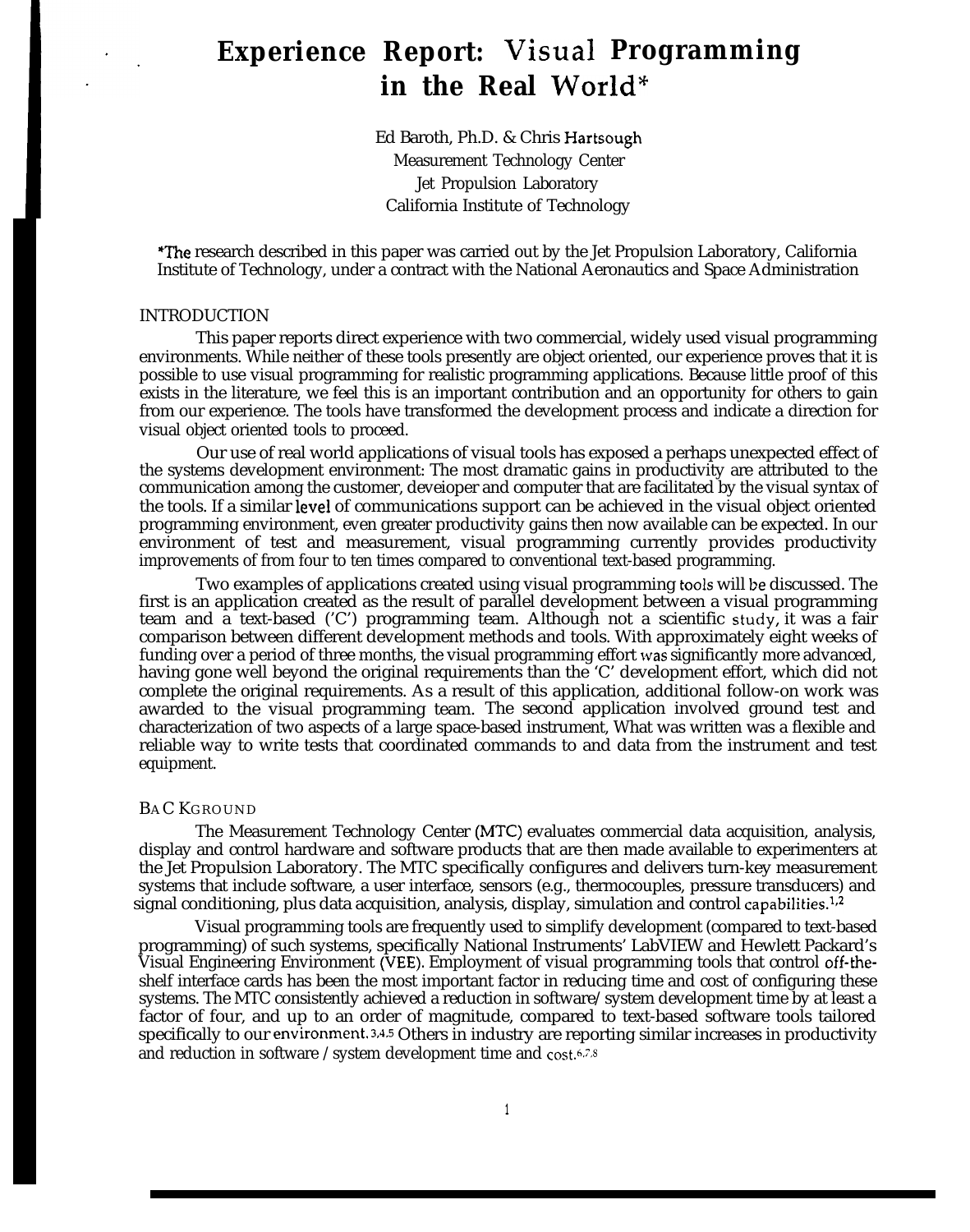# Experience Report: Visual Programming in the Real World*

Ed Baroth, Ph.D. & Chris Hartsough
Measurement Technology Center
Jet Propulsion Laboratory
California Institute of Technology

*The research described in this paper was carried out by the Jet Propulsion Laboratory, California Institute of Technology, under a contract with the National Aeronautics and Space Administration

## INTRODUCTION

This paper reports direct experience with two commercial, widely used visual programming environments. While neither of these tools presently are object oriented, our experience proves that it is possible to use visual programming for realistic programming applications. Because little proof of this exists in the literature, we feel this is an important contribution and an opportunity for others to gain from our experience. The tools have transformed the development process and indicate a direction for visual object oriented tools to proceed.

Our use of real world applications of visual tools has exposed a perhaps unexpected effect of the systems development environment: The most dramatic gains in productivity are attributed to the communication among the customer, deveioper and computer that are facilitated by the visual syntax of the tools. If a similar level of communications support can be achieved in the visual object oriented programming environment, even greater productivity gains then now available can be expected. In our environment of test and measurement, visual programming currently provides productivity improvements of from four to ten times compared to conventional text-based programming.

Two examples of applications created using visual programming tools will be discussed. The first is an application created as the result of parallel development between a visual programming team and a text-based ('C') programming team. Although not a scientific study, it was a fair comparison between different development methods and tools. With approximately eight weeks of funding over a period of three months, the visual programming effort was significantly more advanced, having gone well beyond the original requirements than the 'C' development effort, which did not complete the original requirements. As a result of this application, additional follow-on work was awarded to the visual programming team. The second application involved ground test and characterization of two aspects of a large space-based instrument, What was written was a flexible and reliable way to write tests that coordinated commands to and data from the instrument and test equipment.

## BACKGROUND

The Measurement Technology Center (MTC) evaluates commercial data acquisition, analysis, display and control hardware and software products that are then made available to experimenters at the Jet Propulsion Laboratory. The MTC specifically configures and delivers turn-key measurement systems that include software, a user interface, sensors (e.g., thermocouples, pressure transducers) and signal conditioning, plus data acquisition, analysis, display, simulation and control capabilities.[1,2]

Visual programming tools are frequently used to simplify development (compared to text-based programming) of such systems, specifically National Instruments' LabVIEW and Hewlett Packard's Visual Engineering Environment (VEE). Employment of visual programming tools that control off-the-shelf interface cards has been the most important factor in reducing time and cost of configuring these systems. The MTC consistently achieved a reduction in software/system development time by at least a factor of four, and up to an order of magnitude, compared to text-based software tools tailored specifically to our environment.[3,4,5] Others in industry are reporting similar increases in productivity and reduction in software / system development time and cost.[6,7,8]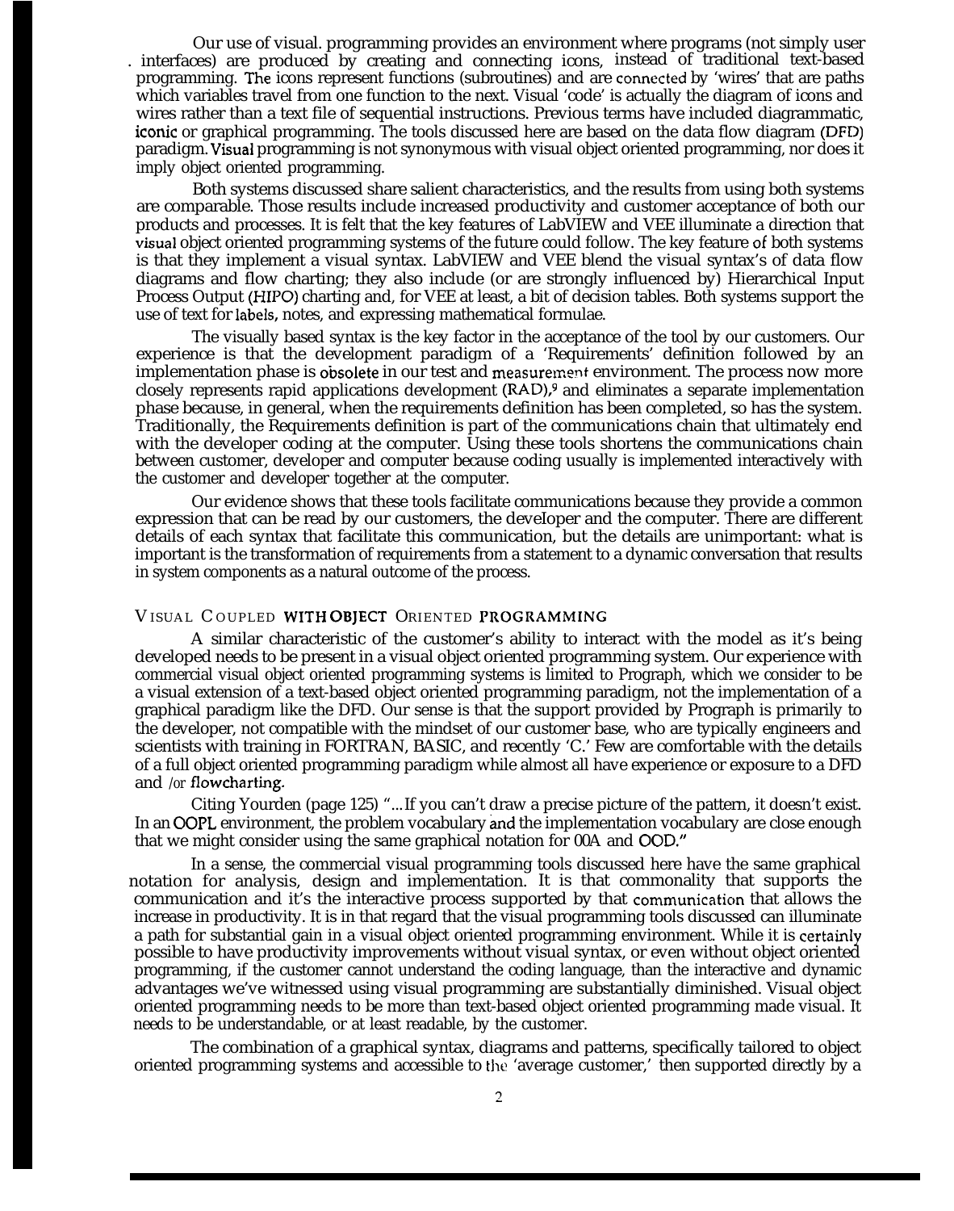Our use of visual. programming provides an environment where programs (not simply user interfaces) are produced by creating and connecting icons, instead of traditional text-based programming. The icons represent functions (subroutines) and are connected by 'wires' that are paths which variables travel from one function to the next. Visual 'code' is actually the diagram of icons and wires rather than a text file of sequential instructions. Previous terms have included diagrammatic, iconic or graphical programming. The tools discussed here are based on the data flow diagram (DFD) paradigm. Visual programming is not synonymous with visual object oriented programming, nor does it imply object oriented programming.

Both systems discussed share salient characteristics, and the results from using both systems are comparable. Those results include increased productivity and customer acceptance of both our products and processes. It is felt that the key features of LabVIEW and VEE illuminate a direction that visual object oriented programming systems of the future could follow. The key feature of both systems is that they implement a visual syntax. LabVIEW and VEE blend the visual syntax's of data flow diagrams and flow charting; they also include (or are strongly influenced by) Hierarchical Input Process Output (HIPO) charting and, for VEE at least, a bit of decision tables. Both systems support the use of text for labels, notes, and expressing mathematical formulae.

The visually based syntax is the key factor in the acceptance of the tool by our customers. Our experience is that the development paradigm of a 'Requirements' definition followed by an implementation phase is obsolete in our test and measurement environment. The process now more closely represents rapid applications development (RAD),[9] and eliminates a separate implementation phase because, in general, when the requirements definition has been completed, so has the system. Traditionally, the Requirements definition is part of the communications chain that ultimately end with the developer coding at the computer. Using these tools shortens the communications chain between customer, developer and computer because coding usually is implemented interactively with the customer and developer together at the computer.

Our evidence shows that these tools facilitate communications because they provide a common expression that can be read by our customers, the developer and the computer. There are different details of each syntax that facilitate this communication, but the details are unimportant: what is important is the transformation of requirements from a statement to a dynamic conversation that results in system components as a natural outcome of the process.

## Visual Coupled with Object Oriented Programming

A similar characteristic of the customer's ability to interact with the model as it's being developed needs to be present in a visual object oriented programming system. Our experience with commercial visual object oriented programming systems is limited to Prograph, which we consider to be a visual extension of a text-based object oriented programming paradigm, not the implementation of a graphical paradigm like the DFD. Our sense is that the support provided by Prograph is primarily to the developer, not compatible with the mindset of our customer base, who are typically engineers and scientists with training in FORTRAN, BASIC, and recently 'C.' Few are comfortable with the details of a full object oriented programming paradigm while almost all have experience or exposure to a DFD and /or flowcharting.

Citing Yourden (page 125) "...If you can't draw a precise picture of the pattern, it doesn't exist. In an OOPL environment, the problem vocabulary and the implementation vocabulary are close enough that we might consider using the same graphical notation for 00A and OOD."

In a sense, the commercial visual programming tools discussed here have the same graphical notation for analysis, design and implementation. It is that commonality that supports the communication and it's the interactive process supported by that communication that allows the increase in productivity. It is in that regard that the visual programming tools discussed can illuminate a path for substantial gain in a visual object oriented programming environment. While it is certainly possible to have productivity improvements without visual syntax, or even without object oriented programming, if the customer cannot understand the coding language, than the interactive and dynamic advantages we've witnessed using visual programming are substantially diminished. Visual object oriented programming needs to be more than text-based object oriented programming made visual. It needs to be understandable, or at least readable, by the customer.

The combination of a graphical syntax, diagrams and patterns, specifically tailored to object oriented programming systems and accessible to the 'average customer,' then supported directly by a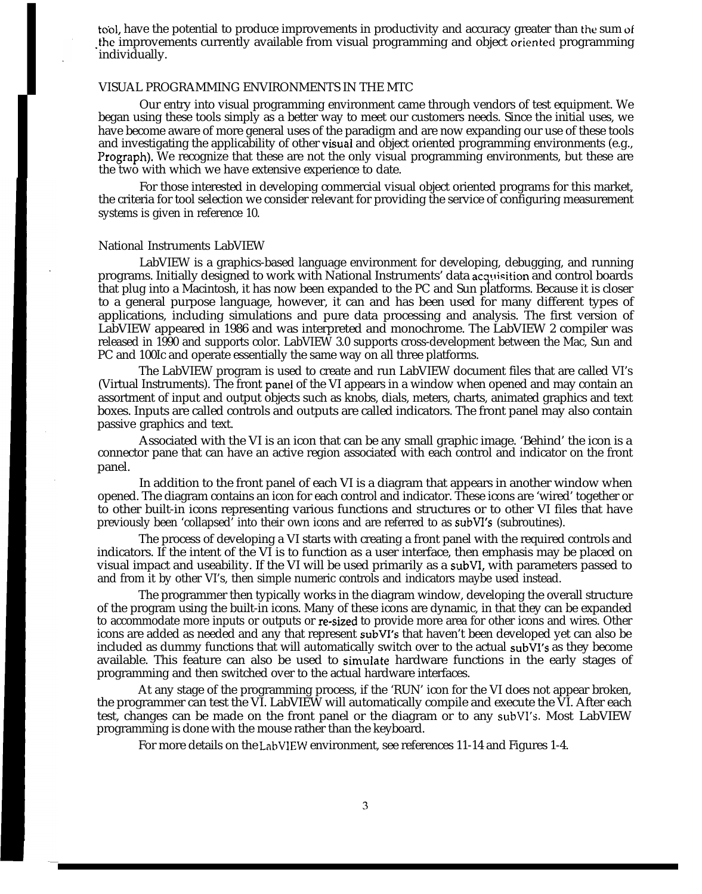tool, have the potential to produce improvements in productivity and accuracy greater than the sum of the improvements currently available from visual programming and object oriented programming individually.

## VISUAL PROGRAMMING ENVIRONMENTS IN THE MTC

Our entry into visual programming environment came through vendors of test equipment. We began using these tools simply as a better way to meet our customers needs. Since the initial uses, we have become aware of more general uses of the paradigm and are now expanding our use of these tools and investigating the applicability of other visual and object oriented programming environments (e.g., Prograph). We recognize that these are not the only visual programming environments, but these are the two with which we have extensive experience to date.

For those interested in developing commercial visual object oriented programs for this market, the criteria for tool selection we consider relevant for providing the service of configuring measurement systems is given in reference 10.

### National Instruments LabVIEW

LabVIEW is a graphics-based language environment for developing, debugging, and running programs. Initially designed to work with National Instruments' data acquisition and control boards that plug into a Macintosh, it has now been expanded to the PC and Sun platforms. Because it is closer to a general purpose language, however, it can and has been used for many different types of applications, including simulations and pure data processing and analysis. The first version of LabVIEW appeared in 1986 and was interpreted and monochrome. The LabVIEW 2 compiler was released in 1990 and supports color. LabVIEW 3.0 supports cross-development between the Mac, Sun and PC and 100Ic and operate essentially the same way on all three platforms.

The LabVIEW program is used to create and run LabVIEW document files that are called VI's (Virtual Instruments). The front panel of the VI appears in a window when opened and may contain an assortment of input and output objects such as knobs, dials, meters, charts, animated graphics and text boxes. Inputs are called controls and outputs are called indicators. The front panel may also contain passive graphics and text.

Associated with the VI is an icon that can be any small graphic image. 'Behind' the icon is a connector pane that can have an active region associated with each control and indicator on the front panel.

In addition to the front panel of each VI is a diagram that appears in another window when opened. The diagram contains an icon for each control and indicator. These icons are 'wired' together or to other built-in icons representing various functions and structures or to other VI files that have previously been 'collapsed' into their own icons and are referred to as subVI's (subroutines).

The process of developing a VI starts with creating a front panel with the required controls and indicators. If the intent of the VI is to function as a user interface, then emphasis may be placed on visual impact and useability. If the VI will be used primarily as a subVI, with parameters passed to and from it by other VI's, then simple numeric controls and indicators maybe used instead.

The programmer then typically works in the diagram window, developing the overall structure of the program using the built-in icons. Many of these icons are dynamic, in that they can be expanded to accommodate more inputs or outputs or re-sized to provide more area for other icons and wires. Other icons are added as needed and any that represent subVI's that haven't been developed yet can also be included as dummy functions that will automatically switch over to the actual subVI's as they become available. This feature can also be used to simulate hardware functions in the early stages of programming and then switched over to the actual hardware interfaces.

At any stage of the programming process, if the 'RUN' icon for the VI does not appear broken, the programmer can test the VI. LabVIEW will automatically compile and execute the VI. After each test, changes can be made on the front panel or the diagram or to any subVI's. Most LabVIEW programming is done with the mouse rather than the keyboard.

For more details on the LabVIEW environment, see references 11-14 and Figures 1-4.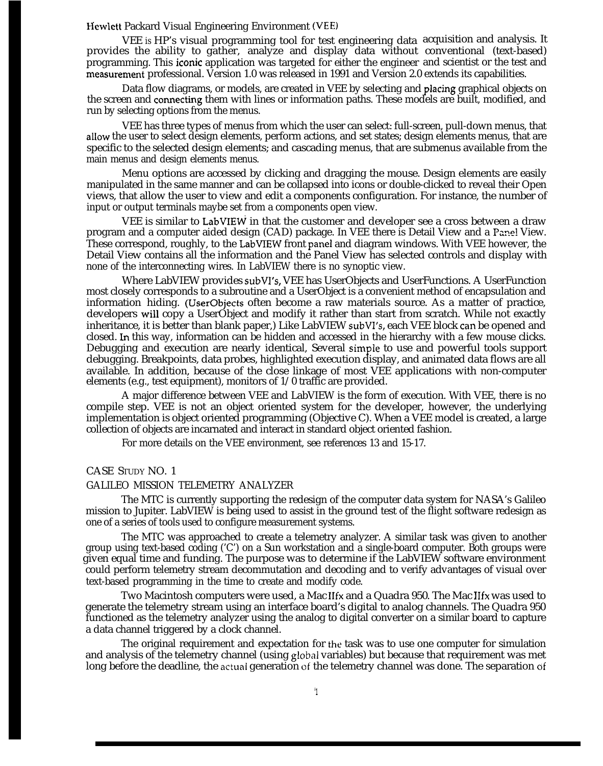Hewlett Packard Visual Engineering Environment (VEE)

VEE is HP's visual programming tool for test engineering data acquisition and analysis. It provides the ability to gather, analyze and display data without conventional (text-based) programming. This iconic application was targeted for either the engineer and scientist or the test and measurement professional. Version 1.0 was released in 1991 and Version 2.0 extends its capabilities.

Data flow diagrams, or models, are created in VEE by selecting and placing graphical objects on the screen and connecting them with lines or information paths. These models are built, modified, and run by selecting options from the menus.

VEE has three types of menus from which the user can select: full-screen, pull-down menus, that allow the user to select design elements, perform actions, and set states; design elements menus, that are specific to the selected design elements; and cascading menus, that are submenus available from the main menus and design elements menus.

Menu options are accessed by clicking and dragging the mouse. Design elements are easily manipulated in the same manner and can be collapsed into icons or double-clicked to reveal their Open views, that allow the user to view and edit a components configuration. For instance, the number of input or output terminals maybe set from a components open view.

VEE is similar to LabVIEW in that the customer and developer see a cross between a draw program and a computer aided design (CAD) package. In VEE there is Detail View and a Panel View. These correspond, roughly, to the LabVIEW front panel and diagram windows. With VEE however, the Detail View contains all the information and the Panel View has selected controls and display with none of the interconnecting wires. In LabVIEW there is no synoptic view.

Where LabVIEW provides subVI's, VEE has UserObjects and UserFunctions. A UserFunction most closely corresponds to a subroutine and a UserObject is a convenient method of encapsulation and information hiding. (UserObjects often become a raw materials source. As a matter of practice, developers will copy a UserObject and modify it rather than start from scratch. While not exactly inheritance, it is better than blank paper,) Like LabVIEW subVI's, each VEE block can be opened and closed. In this way, information can be hidden and accessed in the hierarchy with a few mouse clicks. Debugging and execution are nearly identical, Several simple to use and powerful tools support debugging. Breakpoints, data probes, highlighted execution display, and animated data flows are all available. In addition, because of the close linkage of most VEE applications with non-computer elements (e.g., test equipment), monitors of 1/0 traffic are provided.

A major difference between VEE and LabVIEW is the form of execution. With VEE, there is no compile step. VEE is not an object oriented system for the developer, however, the underlying implementation is object oriented programming (Objective C). When a VEE model is created, a large collection of objects are incarnated and interact in standard object oriented fashion.

For more details on the VEE environment, see references 13 and 15-17.

## CASE STUDY NO. 1

### GALILEO MISSION TELEMETRY ANALYZER

The MTC is currently supporting the redesign of the computer data system for NASA's Galileo mission to Jupiter. LabVIEW is being used to assist in the ground test of the flight software redesign as one of a series of tools used to configure measurement systems.

The MTC was approached to create a telemetry analyzer. A similar task was given to another group using text-based coding ('C') on a Sun workstation and a single-board computer. Both groups were given equal time and funding. The purpose was to determine if the LabVIEW software environment could perform telemetry stream decommutation and decoding and to verify advantages of visual over text-based programming in the time to create and modify code.

Two Macintosh computers were used, a Mac IIfx and a Quadra 950. The Mac IIfx was used to generate the telemetry stream using an interface board's digital to analog channels. The Quadra 950 functioned as the telemetry analyzer using the analog to digital converter on a similar board to capture a data channel triggered by a clock channel.

The original requirement and expectation for the task was to use one computer for simulation and analysis of the telemetry channel (using global variables) but because that requirement was met long before the deadline, the actual generation of the telemetry channel was done. The separation of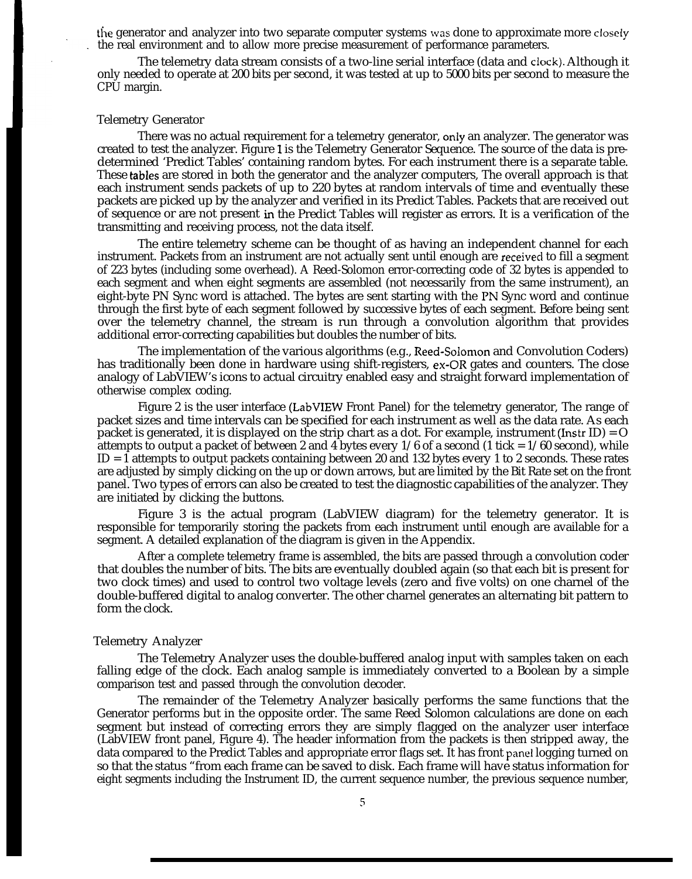the generator and analyzer into two separate computer systems was done to approximate more closely the real environment and to allow more precise measurement of performance parameters.

The telemetry data stream consists of a two-line serial interface (data and clock). Although it only needed to operate at 200 bits per second, it was tested at up to 5000 bits per second to measure the CPU margin.

### Telemetry Generator

There was no actual requirement for a telemetry generator, only an analyzer. The generator was created to test the analyzer. Figure 1 is the Telemetry Generator Sequence. The source of the data is pre-determined 'Predict Tables' containing random bytes. For each instrument there is a separate table. These tables are stored in both the generator and the analyzer computers, The overall approach is that each instrument sends packets of up to 220 bytes at random intervals of time and eventually these packets are picked up by the analyzer and verified in its Predict Tables. Packets that are received out of sequence or are not present in the Predict Tables will register as errors. It is a verification of the transmitting and receiving process, not the data itself.

The entire telemetry scheme can be thought of as having an independent channel for each instrument. Packets from an instrument are not actually sent until enough are received to fill a segment of 223 bytes (including some overhead). A Reed-Solomon error-correcting code of 32 bytes is appended to each segment and when eight segments are assembled (not necessarily from the same instrument), an eight-byte PN Sync word is attached. The bytes are sent starting with the PN Sync word and continue through the first byte of each segment followed by successive bytes of each segment. Before being sent over the telemetry channel, the stream is run through a convolution algorithm that provides additional error-correcting capabilities but doubles the number of bits.

The implementation of the various algorithms (e.g., Reed-Solomon and Convolution Coders) has traditionally been done in hardware using shift-registers, ex-OR gates and counters. The close analogy of LabVIEW's icons to actual circuitry enabled easy and straight forward implementation of otherwise complex coding.

Figure 2 is the user interface (LabVIEW Front Panel) for the telemetry generator, The range of packet sizes and time intervals can be specified for each instrument as well as the data rate. As each packet is generated, it is displayed on the strip chart as a dot. For example, instrument (Instr ID) = O attempts to output a packet of between 2 and 4 bytes every 1/6 of a second (1 tick = 1/60 second), while ID = 1 attempts to output packets containing between 20 and 132 bytes every 1 to 2 seconds. These rates are adjusted by simply clicking on the up or down arrows, but are limited by the Bit Rate set on the front panel. Two types of errors can also be created to test the diagnostic capabilities of the analyzer. They are initiated by clicking the buttons.

Figure 3 is the actual program (LabVIEW diagram) for the telemetry generator. It is responsible for temporarily storing the packets from each instrument until enough are available for a segment. A detailed explanation of the diagram is given in the Appendix.

After a complete telemetry frame is assembled, the bits are passed through a convolution coder that doubles the number of bits. The bits are eventually doubled again (so that each bit is present for two clock times) and used to control two voltage levels (zero and five volts) on one charnel of the double-buffered digital to analog converter. The other charnel generates an alternating bit pattern to form the clock.

### Telemetry Analyzer

The Telemetry Analyzer uses the double-buffered analog input with samples taken on each falling edge of the clock. Each analog sample is immediately converted to a Boolean by a simple comparison test and passed through the convolution decoder.

The remainder of the Telemetry Analyzer basically performs the same functions that the Generator performs but in the opposite order. The same Reed Solomon calculations are done on each segment but instead of correcting errors they are simply flagged on the analyzer user interface (LabVIEW front panel, Figure 4). The header information from the packets is then stripped away, the data compared to the Predict Tables and appropriate error flags set. It has front panel logging turned on so that the status "from each frame can be saved to disk. Each frame will have status information for eight segments including the Instrument ID, the current sequence number, the previous sequence number,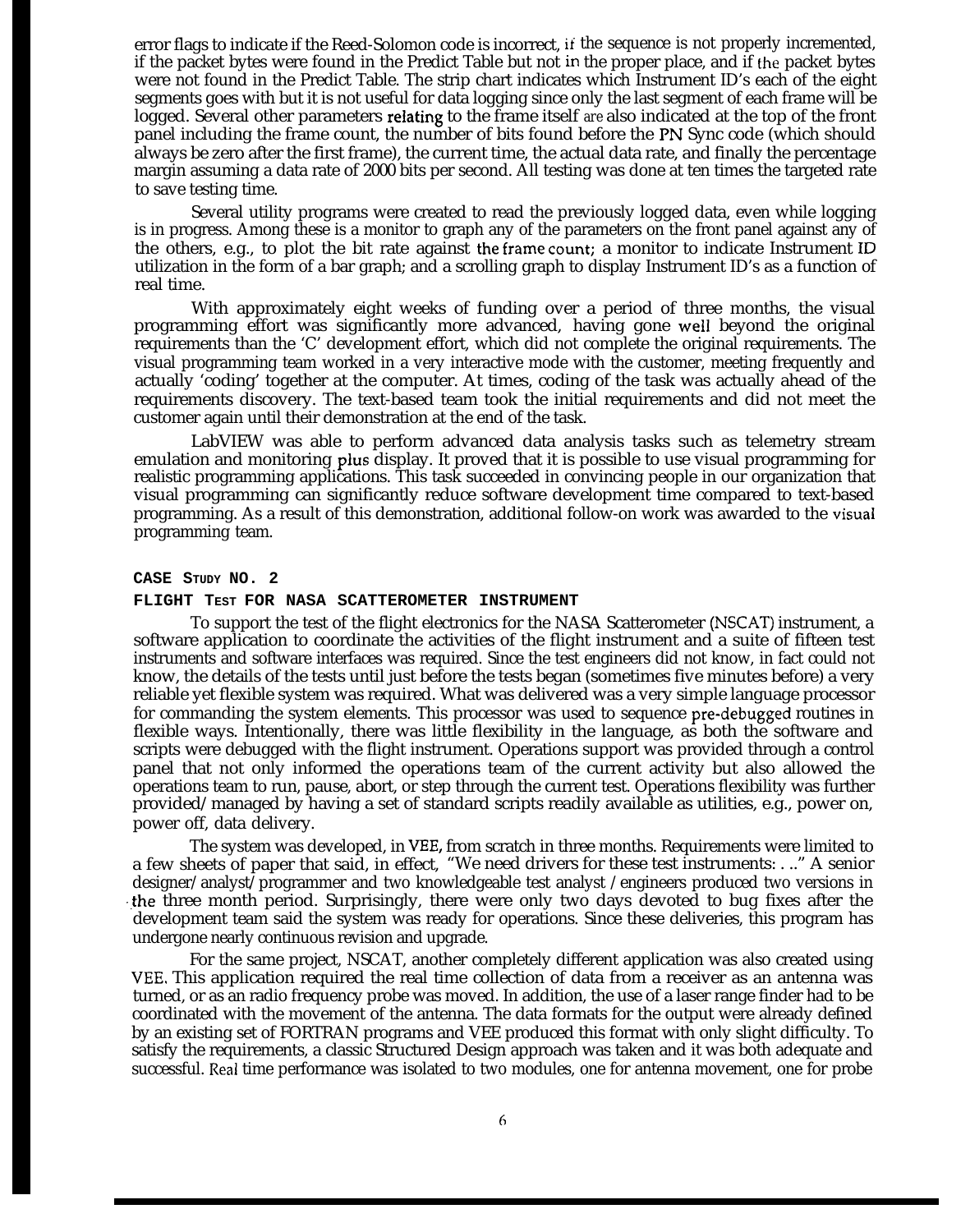error flags to indicate if the Reed-Solomon code is incorrect, if the sequence is not properly incremented, if the packet bytes were found in the Predict Table but not in the proper place, and if the packet bytes were not found in the Predict Table. The strip chart indicates which Instrument ID's each of the eight segments goes with but it is not useful for data logging since only the last segment of each frame will be logged. Several other parameters relating to the frame itself are also indicated at the top of the front panel including the frame count, the number of bits found before the PN Sync code (which should always be zero after the first frame), the current time, the actual data rate, and finally the percentage margin assuming a data rate of 2000 bits per second. All testing was done at ten times the targeted rate to save testing time.

Several utility programs were created to read the previously logged data, even while logging is in progress. Among these is a monitor to graph any of the parameters on the front panel against any of the others, e.g., to plot the bit rate against the frame count; a monitor to indicate Instrument ID utilization in the form of a bar graph; and a scrolling graph to display Instrument ID's as a function of real time.

With approximately eight weeks of funding over a period of three months, the visual programming effort was significantly more advanced, having gone well beyond the original requirements than the 'C' development effort, which did not complete the original requirements. The visual programming team worked in a very interactive mode with the customer, meeting frequently and actually 'coding' together at the computer. At times, coding of the task was actually ahead of the requirements discovery. The text-based team took the initial requirements and did not meet the customer again until their demonstration at the end of the task.

LabVIEW was able to perform advanced data analysis tasks such as telemetry stream emulation and monitoring plus display. It proved that it is possible to use visual programming for realistic programming applications. This task succeeded in convincing people in our organization that visual programming can significantly reduce software development time compared to text-based programming. As a result of this demonstration, additional follow-on work was awarded to the visual programming team.

## CASE STUDY NO. 2

### FLIGHT TEST FOR NASA SCATTEROMETER INSTRUMENT

To support the test of the flight electronics for the NASA Scatterometer (NSCAT) instrument, a software application to coordinate the activities of the flight instrument and a suite of fifteen test instruments and software interfaces was required. Since the test engineers did not know, in fact could not know, the details of the tests until just before the tests began (sometimes five minutes before) a very reliable yet flexible system was required. What was delivered was a very simple language processor for commanding the system elements. This processor was used to sequence pre-debugged routines in flexible ways. Intentionally, there was little flexibility in the language, as both the software and scripts were debugged with the flight instrument. Operations support was provided through a control panel that not only informed the operations team of the current activity but also allowed the operations team to run, pause, abort, or step through the current test. Operations flexibility was further provided/managed by having a set of standard scripts readily available as utilities, e.g., power on, power off, data delivery.

The system was developed, in VEE, from scratch in three months. Requirements were limited to a few sheets of paper that said, in effect, "We need drivers for these test instruments: . .." A senior designer/analyst/programmer and two knowledgeable test analyst /engineers produced two versions in the three month period. Surprisingly, there were only two days devoted to bug fixes after the development team said the system was ready for operations. Since these deliveries, this program has undergone nearly continuous revision and upgrade.

For the same project, NSCAT, another completely different application was also created using VEE. This application required the real time collection of data from a receiver as an antenna was turned, or as an radio frequency probe was moved. In addition, the use of a laser range finder had to be coordinated with the movement of the antenna. The data formats for the output were already defined by an existing set of FORTRAN programs and VEE produced this format with only slight difficulty. To satisfy the requirements, a classic Structured Design approach was taken and it was both adequate and successful. Real time performance was isolated to two modules, one for antenna movement, one for probe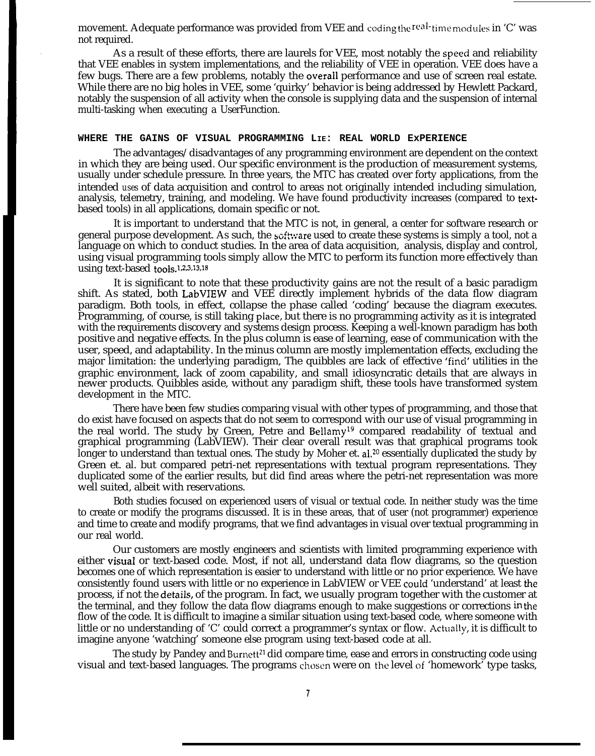movement. Adequate performance was provided from VEE and coding the real-time modules in 'C' was not required.

As a result of these efforts, there are laurels for VEE, most notably the speed and reliability that VEE enables in system implementations, and the reliability of VEE in operation. VEE does have a few bugs. There are a few problems, notably the overall performance and use of screen real estate. While there are no big holes in VEE, some 'quirky' behavior is being addressed by Hewlett Packard, notably the suspension of all activity when the console is supplying data and the suspension of internal multi-tasking when executing a UserFunction.

## WHERE THE GAINS OF VISUAL PROGRAMMING LIE: REAL WORLD EXPERIENCE

The advantages/ disadvantages of any programming environment are dependent on the context in which they are being used. Our specific environment is the production of measurement systems, usually under schedule pressure. In three years, the MTC has created over forty applications, from the intended uses of data acquisition and control to areas not originally intended including simulation, analysis, telemetry, training, and modeling. We have found productivity increases (compared to text-based tools) in all applications, domain specific or not.

It is important to understand that the MTC is not, in general, a center for software research or general purpose development. As such, the software used to create these systems is simply a tool, not a language on which to conduct studies. In the area of data acquisition, analysis, display and control, using visual programming tools simply allow the MTC to perform its function more effectively than using text-based tools.[1,2,3,13,18]

It is significant to note that these productivity gains are not the result of a basic paradigm shift. As stated, both LabVIEW and VEE directly implement hybrids of the data flow diagram paradigm. Both tools, in effect, collapse the phase called 'coding' because the diagram executes. Programming, of course, is still taking place, but there is no programming activity as it is integrated with the requirements discovery and systems design process. Keeping a well-known paradigm has both positive and negative effects. In the plus column is ease of learning, ease of communication with the user, speed, and adaptability. In the minus column are mostly implementation effects, excluding the major limitation: the underlying paradigm, The quibbles are lack of effective 'find' utilities in the graphic environment, lack of zoom capability, and small idiosyncratic details that are always in newer products. Quibbles aside, without any paradigm shift, these tools have transformed system development in the MTC.

There have been few studies comparing visual with other types of programming, and those that do exist have focused on aspects that do not seem to correspond with our use of visual programming in the real world. The study by Green, Petre and Bellamy[19] compared readability of textual and graphical programming (LabVIEW). Their clear overall result was that graphical programs took longer to understand than textual ones. The study by Moher et. al.[20] essentially duplicated the study by Green et. al. but compared petri-net representations with textual program representations. They duplicated some of the earlier results, but did find areas where the petri-net representation was more well suited, albeit with reservations.

Both studies focused on experienced users of visual or textual code. In neither study was the time to create or modify the programs discussed. It is in these areas, that of user (not programmer) experience and time to create and modify programs, that we find advantages in visual over textual programming in our real world.

Our customers are mostly engineers and scientists with limited programming experience with either visual or text-based code. Most, if not all, understand data flow diagrams, so the question becomes one of which representation is easier to understand with little or no prior experience. We have consistently found users with little or no experience in LabVIEW or VEE could 'understand' at least the process, if not the details, of the program. In fact, we usually program together with the customer at the terminal, and they follow the data flow diagrams enough to make suggestions or corrections in the flow of the code. It is difficult to imagine a similar situation using text-based code, where someone with little or no understanding of 'C' could correct a programmer's syntax or flow. Actually, it is difficult to imagine anyone 'watching' someone else program using text-based code at all.

The study by Pandey and Burnett[21] did compare time, ease and errors in constructing code using visual and text-based languages. The programs chosen were on the level of 'homework' type tasks,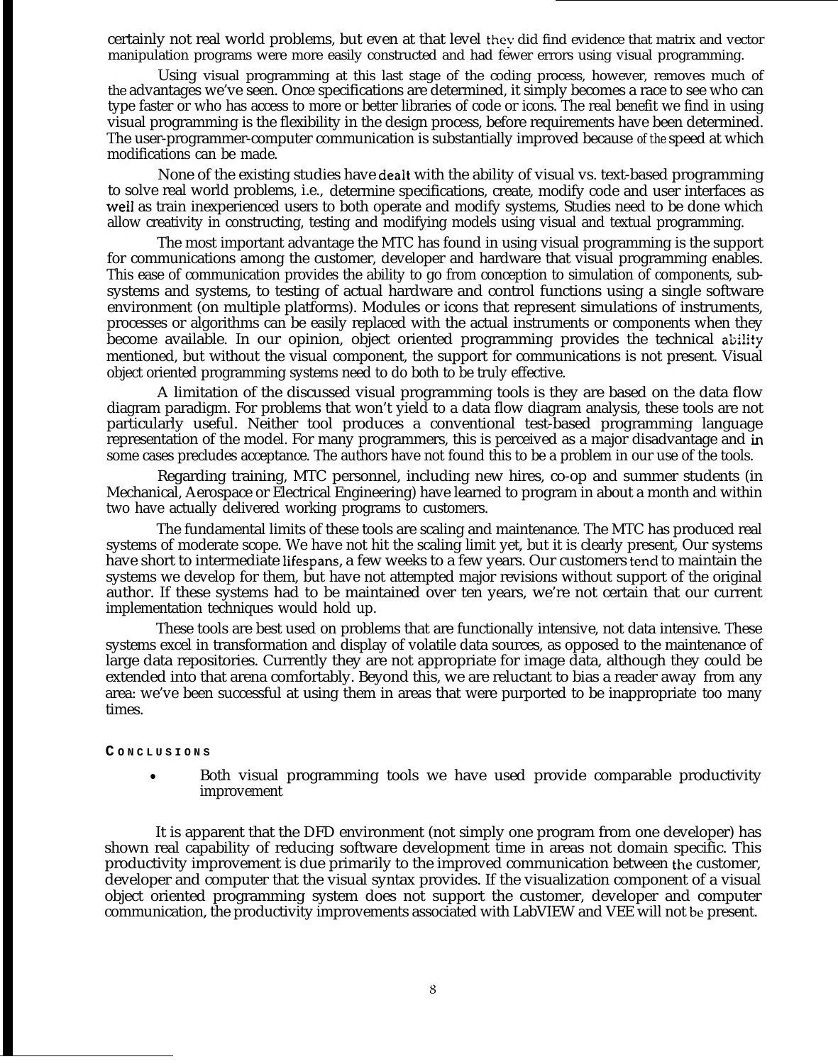certainly not real world problems, but even at that level they did find evidence that matrix and vector manipulation programs were more easily constructed and had fewer errors using visual programming.

Using visual programming at this last stage of the coding process, however, removes much of the advantages we've seen. Once specifications are determined, it simply becomes a race to see who can type faster or who has access to more or better libraries of code or icons. The real benefit we find in using visual programming is the flexibility in the design process, before requirements have been determined. The user-programmer-computer communication is substantially improved because of the speed at which modifications can be made.

None of the existing studies have dealt with the ability of visual vs. text-based programming to solve real world problems, i.e., determine specifications, create, modify code and user interfaces as well as train inexperienced users to both operate and modify systems, Studies need to be done which allow creativity in constructing, testing and modifying models using visual and textual programming.

The most important advantage the MTC has found in using visual programming is the support for communications among the customer, developer and hardware that visual programming enables. This ease of communication provides the ability to go from conception to simulation of components, sub-systems and systems, to testing of actual hardware and control functions using a single software environment (on multiple platforms). Modules or icons that represent simulations of instruments, processes or algorithms can be easily replaced with the actual instruments or components when they become available. In our opinion, object oriented programming provides the technical ability mentioned, but without the visual component, the support for communications is not present. Visual object oriented programming systems need to do both to be truly effective.

A limitation of the discussed visual programming tools is they are based on the data flow diagram paradigm. For problems that won't yield to a data flow diagram analysis, these tools are not particularly useful. Neither tool produces a conventional test-based programming language representation of the model. For many programmers, this is perceived as a major disadvantage and in some cases precludes acceptance. The authors have not found this to be a problem in our use of the tools.

Regarding training, MTC personnel, including new hires, co-op and summer students (in Mechanical, Aerospace or Electrical Engineering) have learned to program in about a month and within two have actually delivered working programs to customers.

The fundamental limits of these tools are scaling and maintenance. The MTC has produced real systems of moderate scope. We have not hit the scaling limit yet, but it is clearly present, Our systems have short to intermediate lifespans, a few weeks to a few years. Our customers tend to maintain the systems we develop for them, but have not attempted major revisions without support of the original author. If these systems had to be maintained over ten years, we're not certain that our current implementation techniques would hold up.

These tools are best used on problems that are functionally intensive, not data intensive. These systems excel in transformation and display of volatile data sources, as opposed to the maintenance of large data repositories. Currently they are not appropriate for image data, although they could be extended into that arena comfortably. Beyond this, we are reluctant to bias a reader away from any area: we've been successful at using them in areas that were purported to be inappropriate too many times.

## CONCLUSIONS

- Both visual programming tools we have used provide comparable productivity improvement

It is apparent that the DFD environment (not simply one program from one developer) has shown real capability of reducing software development time in areas not domain specific. This productivity improvement is due primarily to the improved communication between the customer, developer and computer that the visual syntax provides. If the visualization component of a visual object oriented programming system does not support the customer, developer and computer communication, the productivity improvements associated with LabVIEW and VEE will not be present.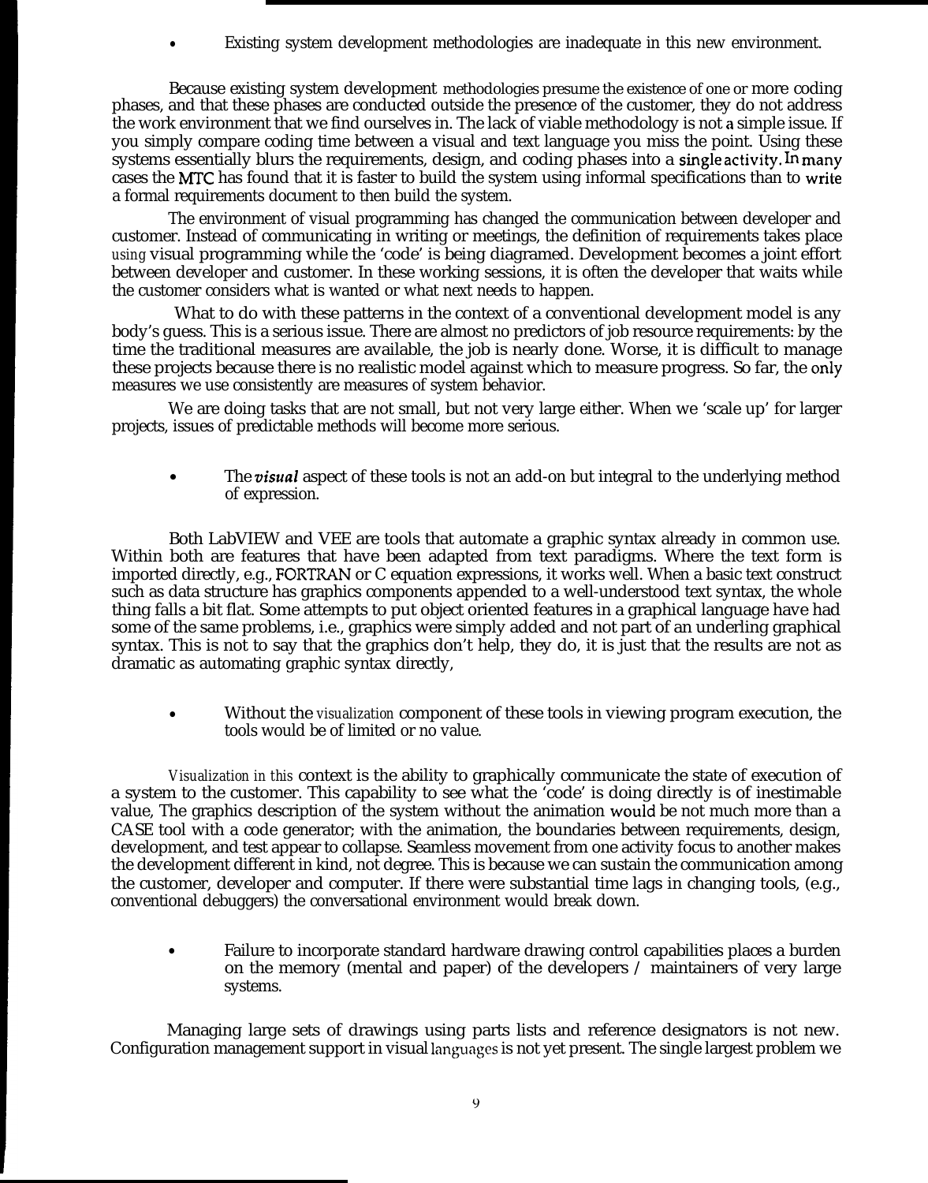- Existing system development methodologies are inadequate in this new environment.

Because existing system development methodologies presume the existence of one or more coding phases, and that these phases are conducted outside the presence of the customer, they do not address the work environment that we find ourselves in. The lack of viable methodology is not a simple issue. If you simply compare coding time between a visual and text language you miss the point. Using these systems essentially blurs the requirements, design, and coding phases into a single activity. In many cases the MTC has found that it is faster to build the system using informal specifications than to write a formal requirements document to then build the system.

The environment of visual programming has changed the communication between developer and customer. Instead of communicating in writing or meetings, the definition of requirements takes place using visual programming while the 'code' is being diagramed. Development becomes a joint effort between developer and customer. In these working sessions, it is often the developer that waits while the customer considers what is wanted or what next needs to happen.

What to do with these patterns in the context of a conventional development model is any body's guess. This is a serious issue. There are almost no predictors of job resource requirements: by the time the traditional measures are available, the job is nearly done. Worse, it is difficult to manage these projects because there is no realistic model against which to measure progress. So far, the only measures we use consistently are measures of system behavior.

We are doing tasks that are not small, but not very large either. When we 'scale up' for larger projects, issues of predictable methods will become more serious.

- The *visual* aspect of these tools is not an add-on but integral to the underlying method of expression.

Both LabVIEW and VEE are tools that automate a graphic syntax already in common use. Within both are features that have been adapted from text paradigms. Where the text form is imported directly, e.g., FORTRAN or C equation expressions, it works well. When a basic text construct such as data structure has graphics components appended to a well-understood text syntax, the whole thing falls a bit flat. Some attempts to put object oriented features in a graphical language have had some of the same problems, i.e., graphics were simply added and not part of an underling graphical syntax. This is not to say that the graphics don't help, they do, it is just that the results are not as dramatic as automating graphic syntax directly,

- Without the visualization component of these tools in viewing program execution, the tools would be of limited or no value.

Visualization in this context is the ability to graphically communicate the state of execution of a system to the customer. This capability to see what the 'code' is doing directly is of inestimable value, The graphics description of the system without the animation would be not much more than a CASE tool with a code generator; with the animation, the boundaries between requirements, design, development, and test appear to collapse. Seamless movement from one activity focus to another makes the development different in kind, not degree. This is because we can sustain the communication among the customer, developer and computer. If there were substantial time lags in changing tools, (e.g., conventional debuggers) the conversational environment would break down.

- Failure to incorporate standard hardware drawing control capabilities places a burden on the memory (mental and paper) of the developers / maintainers of very large systems.

Managing large sets of drawings using parts lists and reference designators is not new. Configuration management support in visual languages is not yet present. The single largest problem we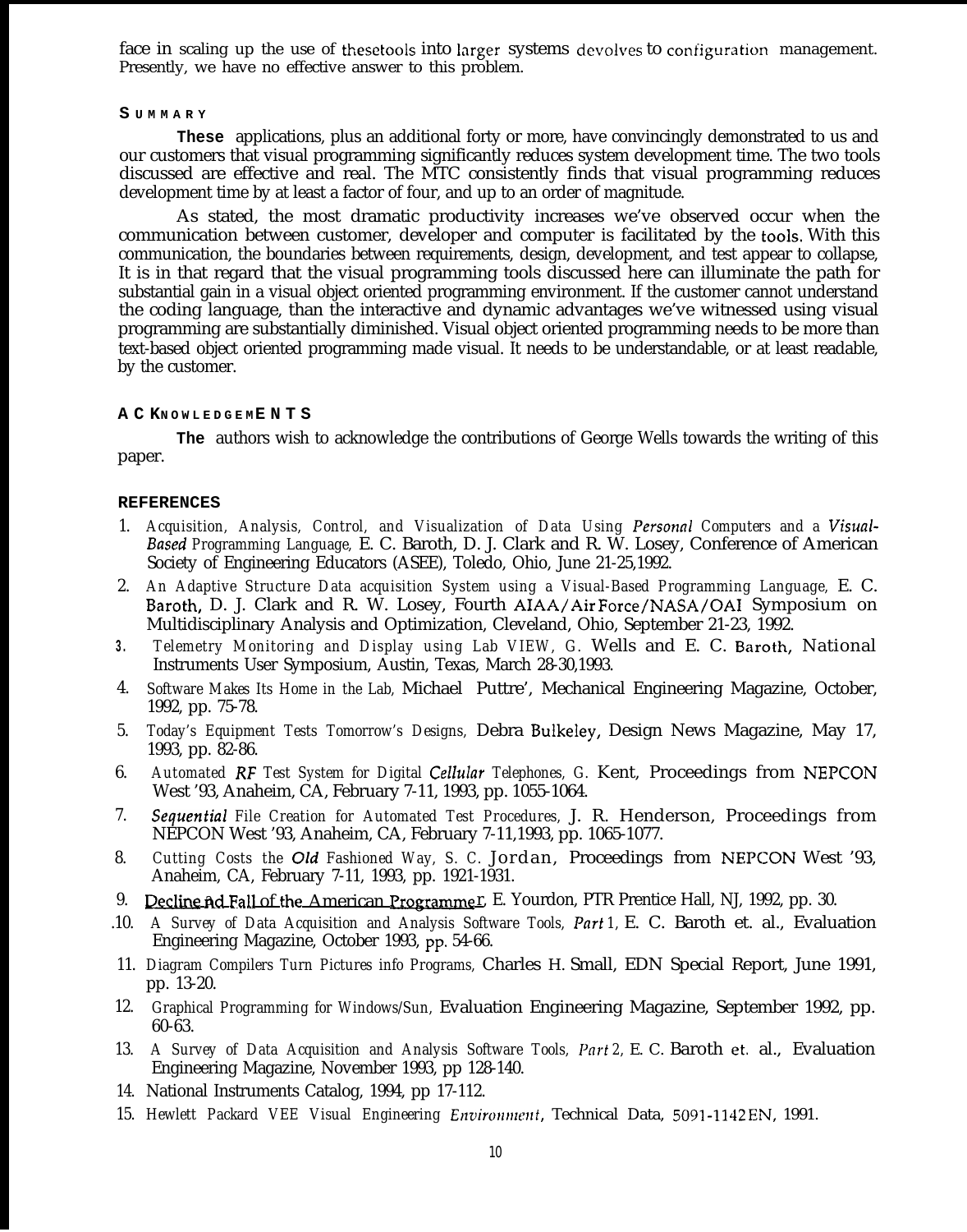face in scaling up the use of thesetools into larger systems devolves to configuration management. Presently, we have no effective answer to this problem.

## SUMMARY

These applications, plus an additional forty or more, have convincingly demonstrated to us and our customers that visual programming significantly reduces system development time. The two tools discussed are effective and real. The MTC consistently finds that visual programming reduces development time by at least a factor of four, and up to an order of magnitude.

As stated, the most dramatic productivity increases we've observed occur when the communication between customer, developer and computer is facilitated by the tools. With this communication, the boundaries between requirements, design, development, and test appear to collapse, It is in that regard that the visual programming tools discussed here can illuminate the path for substantial gain in a visual object oriented programming environment. If the customer cannot understand the coding language, than the interactive and dynamic advantages we've witnessed using visual programming are substantially diminished. Visual object oriented programming needs to be more than text-based object oriented programming made visual. It needs to be understandable, or at least readable, by the customer.

## ACKNOWLEDGEMENTS

The authors wish to acknowledge the contributions of George Wells towards the writing of this paper.

## REFERENCES

1. *Acquisition, Analysis, Control, and Visualization of Data Using Personal Computers and a Visual-Based Programming Language,* E. C. Baroth, D. J. Clark and R. W. Losey, Conference of American Society of Engineering Educators (ASEE), Toledo, Ohio, June 21-25,1992.
2. *An Adaptive Structure Data acquisition System using a Visual-Based Programming Language,* E. C. Baroth, D. J. Clark and R. W. Losey, Fourth AIAA/Air Force/NASA/OAI Symposium on Multidisciplinary Analysis and Optimization, Cleveland, Ohio, September 21-23, 1992.
3. *Telemetry Monitoring and Display using Lab VIEW,* G. Wells and E. C. Baroth, National Instruments User Symposium, Austin, Texas, March 28-30,1993.
4. *Software Makes Its Home in the Lab,* Michael Puttre', Mechanical Engineering Magazine, October, 1992, pp. 75-78.
5. *Today's Equipment Tests Tomorrow's Designs,* Debra Bulkeley, Design News Magazine, May 17, 1993, pp. 82-86.
6. *Automated RF Test System for Digital Cellular Telephones,* G. Kent, Proceedings from NEPCON West '93, Anaheim, CA, February 7-11, 1993, pp. 1055-1064.
7. *Sequential File Creation for Automated Test Procedures,* J. R. Henderson, Proceedings from NEPCON West '93, Anaheim, CA, February 7-11,1993, pp. 1065-1077.
8. *Cutting Costs the Old Fashioned Way,* S. C. Jordan, Proceedings from NEPCON West '93, Anaheim, CA, February 7-11, 1993, pp. 1921-1931.
9. Decline ad Fall of the American Programmer, E. Yourdon, PTR Prentice Hall, NJ, 1992, pp. 30.
10. *A Survey of Data Acquisition and Analysis Software Tools, Part 1,* E. C. Baroth et. al., Evaluation Engineering Magazine, October 1993, pp. 54-66.
11. *Diagram Compilers Turn Pictures info Programs,* Charles H. Small, EDN Special Report, June 1991, pp. 13-20.
12. *Graphical Programming for Windows/Sun,* Evaluation Engineering Magazine, September 1992, pp. 60-63.
13. *A Survey of Data Acquisition and Analysis Software Tools, Part 2,* E. C. Baroth et. al., Evaluation Engineering Magazine, November 1993, pp 128-140.
14. National Instruments Catalog, 1994, pp 17-112.
15. *Hewlett Packard VEE Visual Engineering Environment,* Technical Data, 5091-1142EN, 1991.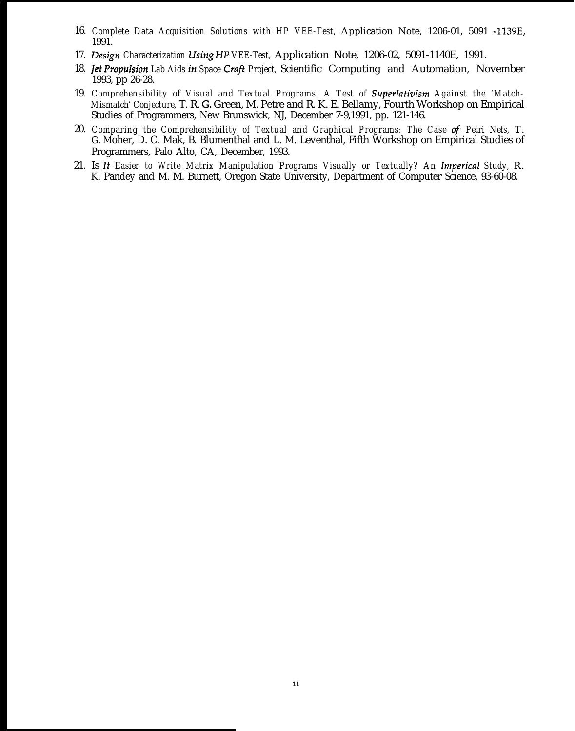16. *Complete Data Acquisition Solutions with HP VEE-Test,* Application Note, 1206-01, 5091 -1139E, 1991.
17. *Design Characterization Using HP VEE-Test,* Application Note, 1206-02, 5091-1140E, 1991.
18. *Jet Propulsion Lab Aids in Space Craft Project,* Scientific Computing and Automation, November 1993, pp 26-28.
19. *Comprehensibility of Visual and Textual Programs: A Test of Superlativism Against the 'Match-Mismatch' Conjecture,* T. R. G. Green, M. Petre and R. K. E. Bellamy, Fourth Workshop on Empirical Studies of Programmers, New Brunswick, NJ, December 7-9,1991, pp. 121-146.
20. *Comparing the Comprehensibility of Textual and Graphical Programs: The Case of Petri Nets,* T. G. Moher, D. C. Mak, B. Blumenthal and L. M. Leventhal, Fifth Workshop on Empirical Studies of Programmers, Palo Alto, CA, December, 1993.
21. *Is It Easier to Write Matrix Manipulation Programs Visually or Textually? An Imperical Study,* R. K. Pandey and M. M. Burnett, Oregon State University, Department of Computer Science, 93-60-08.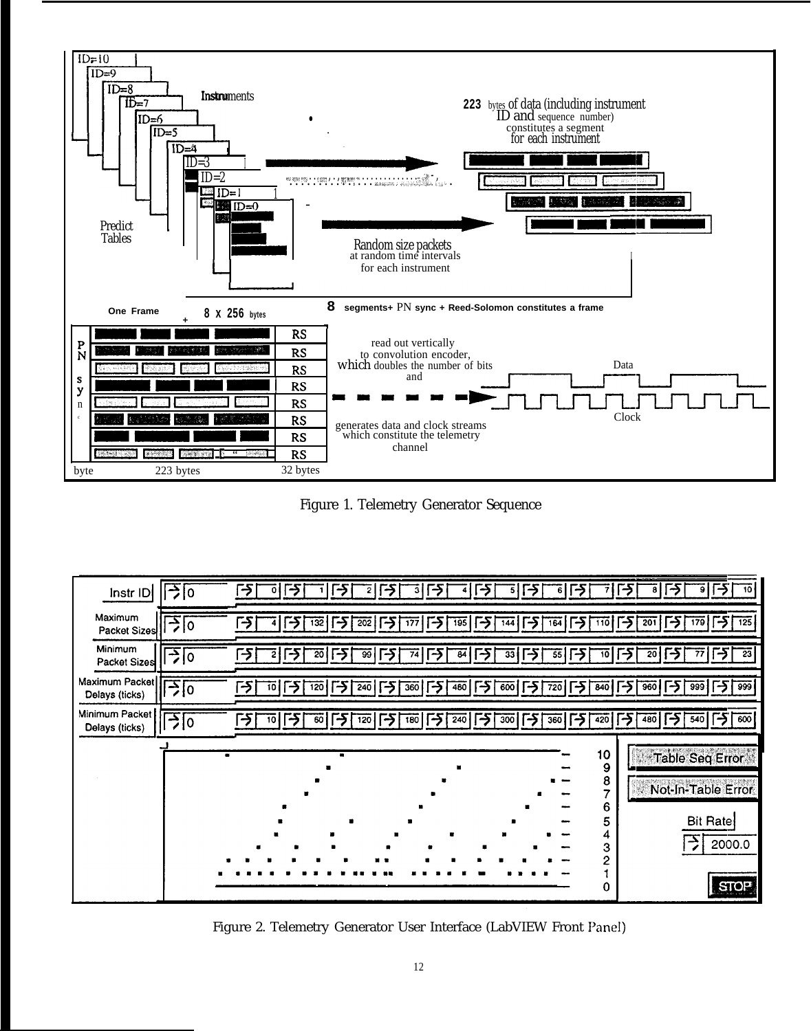Figure 1. Telemetry Generator Sequence

Figure 2. Telemetry Generator User Interface (LabVIEW Front Panel)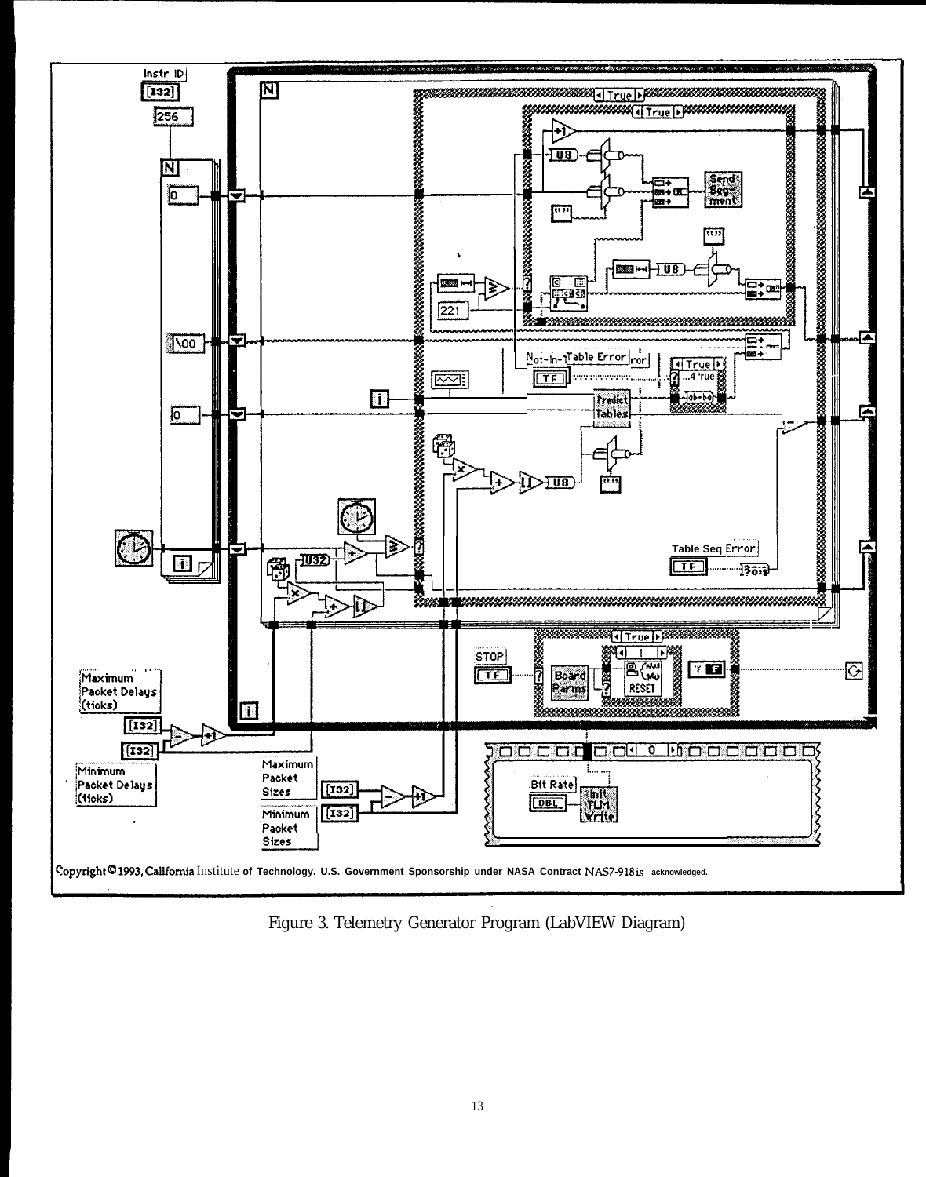Figure 3. Telemetry Generator Program (LabVIEW Diagram)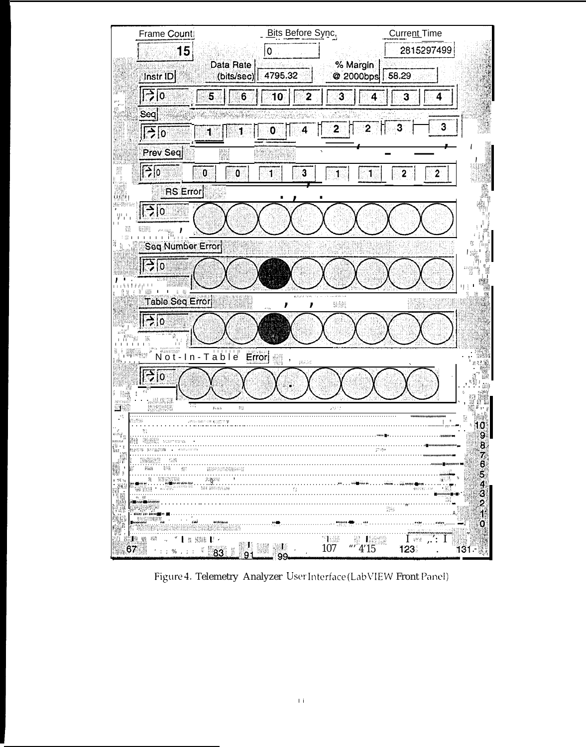Frame Count 15

Bits Before Sync 0

Current Time 2815297499

Instr ID

Data Rate (bits/sec) 4795.32

% Margin @ 2000bps 58.29

| 0 | 5 | 6 | 10 | 2 | 3 | 4 | 3 | 4 |
|---|---|---|---|---|---|---|---|---|

Seq

| 0 | 1 | 1 | 0 | 4 | 2 | 2 | 3 | 3 |
|---|---|---|---|---|---|---|---|---|

Prev Seq

| 0 | 0 | 0 | 1 | 3 | 1 | 1 | 2 | 2 |
|---|---|---|---|---|---|---|---|---|

RS Error

Seq Number Error

Table Seq Error

Not-In-Table Error

10 9 8 7 6 5 4 3 2 1 0

67 83 91 99 107 115 123 131

Figure 4. Telemetry Analyzer User Interface (LabVIEW Front Panel)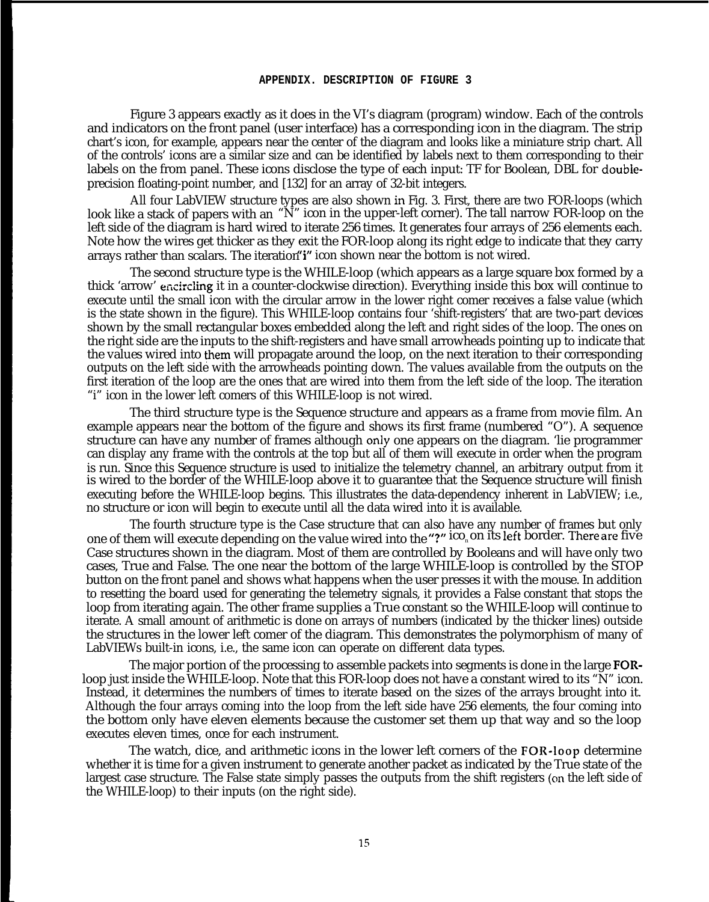## APPENDIX. DESCRIPTION OF FIGURE 3

Figure 3 appears exactly as it does in the VI's diagram (program) window. Each of the controls and indicators on the front panel (user interface) has a corresponding icon in the diagram. The strip chart's icon, for example, appears near the center of the diagram and looks like a miniature strip chart. All of the controls' icons are a similar size and can be identified by labels next to them corresponding to their labels on the from panel. These icons disclose the type of each input: TF for Boolean, DBL for double-precision floating-point number, and [132] for an array of 32-bit integers.

All four LabVIEW structure types are also shown in Fig. 3. First, there are two FOR-loops (which look like a stack of papers with an "N" icon in the upper-left corner). The tall narrow FOR-loop on the left side of the diagram is hard wired to iterate 256 times. It generates four arrays of 256 elements each. Note how the wires get thicker as they exit the FOR-loop along its right edge to indicate that they carry arrays rather than scalars. The iteration "i" icon shown near the bottom is not wired.

The second structure type is the WHILE-loop (which appears as a large square box formed by a thick 'arrow' encircling it in a counter-clockwise direction). Everything inside this box will continue to execute until the small icon with the circular arrow in the lower right comer receives a false value (which is the state shown in the figure). This WHILE-loop contains four 'shift-registers' that are two-part devices shown by the small rectangular boxes embedded along the left and right sides of the loop. The ones on the right side are the inputs to the shift-registers and have small arrowheads pointing up to indicate that the values wired into them will propagate around the loop, on the next iteration to their corresponding outputs on the left side with the arrowheads pointing down. The values available from the outputs on the first iteration of the loop are the ones that are wired into them from the left side of the loop. The iteration "i" icon in the lower left comers of this WHILE-loop is not wired.

The third structure type is the Sequence structure and appears as a frame from movie film. An example appears near the bottom of the figure and shows its first frame (numbered "O"). A sequence structure can have any number of frames although only one appears on the diagram. 'lie programmer can display any frame with the controls at the top but all of them will execute in order when the program is run. Since this Sequence structure is used to initialize the telemetry channel, an arbitrary output from it is wired to the border of the WHILE-loop above it to guarantee that the Sequence structure will finish executing before the WHILE-loop begins. This illustrates the data-dependency inherent in LabVIEW; i.e., no structure or icon will begin to execute until all the data wired into it is available.

The fourth structure type is the Case structure that can also have any number of frames but only one of them will execute depending on the value wired into the "?" icon on its left border. There are five Case structures shown in the diagram. Most of them are controlled by Booleans and will have only two cases, True and False. The one near the bottom of the large WHILE-loop is controlled by the STOP button on the front panel and shows what happens when the user presses it with the mouse. In addition to resetting the board used for generating the telemetry signals, it provides a False constant that stops the loop from iterating again. The other frame supplies a True constant so the WHILE-loop will continue to iterate. A small amount of arithmetic is done on arrays of numbers (indicated by the thicker lines) outside the structures in the lower left comer of the diagram. This demonstrates the polymorphism of many of LabVIEWs built-in icons, i.e., the same icon can operate on different data types.

The major portion of the processing to assemble packets into segments is done in the large FOR-loop just inside the WHILE-loop. Note that this FOR-loop does not have a constant wired to its "N" icon. Instead, it determines the numbers of times to iterate based on the sizes of the arrays brought into it. Although the four arrays coming into the loop from the left side have 256 elements, the four coming into the bottom only have eleven elements because the customer set them up that way and so the loop executes eleven times, once for each instrument.

The watch, dice, and arithmetic icons in the lower left corners of the FOR-loop determine whether it is time for a given instrument to generate another packet as indicated by the True state of the largest case structure. The False state simply passes the outputs from the shift registers (on the left side of the WHILE-loop) to their inputs (on the right side).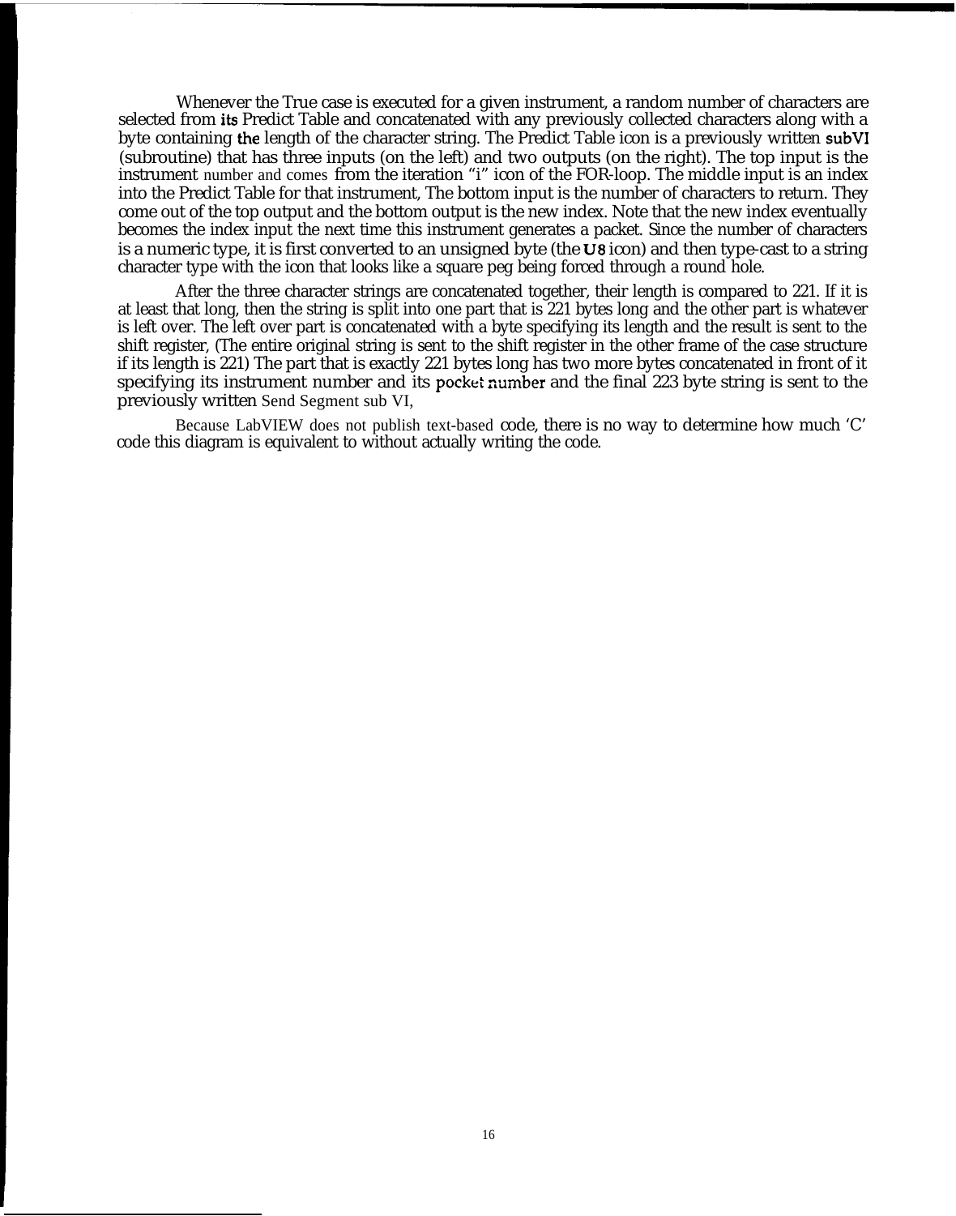Whenever the True case is executed for a given instrument, a random number of characters are selected from its Predict Table and concatenated with any previously collected characters along with a byte containing the length of the character string. The Predict Table icon is a previously written subVI (subroutine) that has three inputs (on the left) and two outputs (on the right). The top input is the instrument number and comes from the iteration "i" icon of the FOR-loop. The middle input is an index into the Predict Table for that instrument, The bottom input is the number of characters to return. They come out of the top output and the bottom output is the new index. Note that the new index eventually becomes the index input the next time this instrument generates a packet. Since the number of characters is a numeric type, it is first converted to an unsigned byte (the **U8** icon) and then type-cast to a string character type with the icon that looks like a square peg being forced through a round hole.

After the three character strings are concatenated together, their length is compared to 221. If it is at least that long, then the string is split into one part that is 221 bytes long and the other part is whatever is left over. The left over part is concatenated with a byte specifying its length and the result is sent to the shift register, (The entire original string is sent to the shift register in the other frame of the case structure if its length is 221) The part that is exactly 221 bytes long has two more bytes concatenated in front of it specifying its instrument number and its pocket number and the final 223 byte string is sent to the previously written Send Segment sub VI,

Because LabVIEW does not publish text-based code, there is no way to determine how much 'C' code this diagram is equivalent to without actually writing the code.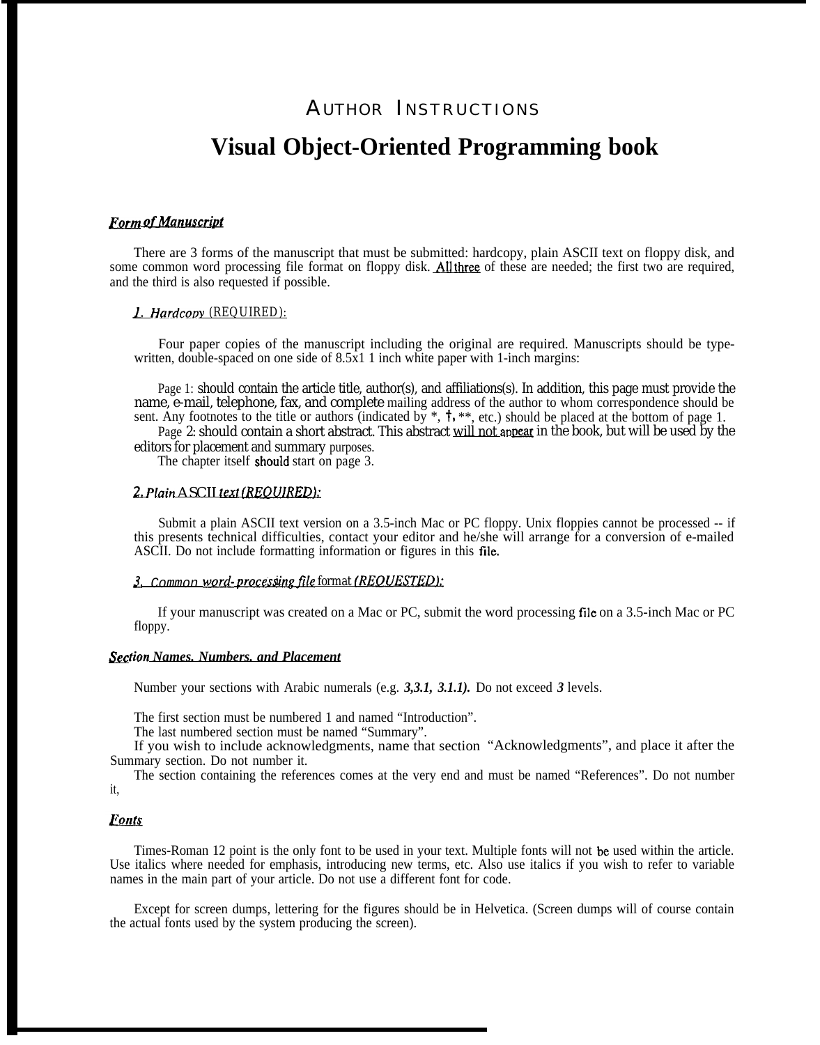# AUTHOR INSTRUCTIONS

# Visual Object-Oriented Programming book

### *Form of Manuscript*

There are 3 forms of the manuscript that must be submitted: hardcopy, plain ASCII text on floppy disk, and some common word processing file format on floppy disk. All three of these are needed; the first two are required, and the third is also requested if possible.

#### *1. Hardcopy* (REQUIRED):

Four paper copies of the manuscript including the original are required. Manuscripts should be type-written, double-spaced on one side of 8.5x1 1 inch white paper with 1-inch margins:

Page 1: should contain the article title, author(s), and affiliations(s). In addition, this page must provide the name, e-mail, telephone, fax, and complete mailing address of the author to whom correspondence should be sent. Any footnotes to the title or authors (indicated by *, †, **, etc.) should be placed at the bottom of page 1.

Page 2: should contain a short abstract. This abstract will not appear in the book, but will be used by the editors for placement and summary purposes.

The chapter itself should start on page 3.

#### *2. Plain ASCII text (REQUIRED):*

Submit a plain ASCII text version on a 3.5-inch Mac or PC floppy. Unix floppies cannot be processed -- if this presents technical difficulties, contact your editor and he/she will arrange for a conversion of e-mailed ASCII. Do not include formatting information or figures in this file.

#### *3. Common word-processing file format (REQUESTED):*

If your manuscript was created on a Mac or PC, submit the word processing file on a 3.5-inch Mac or PC floppy.

### *Section Names. Numbers. and Placement*

Number your sections with Arabic numerals (e.g. ***3,3.1, 3.1.1).*** Do not exceed ***3*** levels.

The first section must be numbered 1 and named "Introduction".

The last numbered section must be named "Summary".

If you wish to include acknowledgments, name that section "Acknowledgments", and place it after the Summary section. Do not number it.

The section containing the references comes at the very end and must be named "References". Do not number it,

### *Fonts*

Times-Roman 12 point is the only font to be used in your text. Multiple fonts will not be used within the article. Use italics where needed for emphasis, introducing new terms, etc. Also use italics if you wish to refer to variable names in the main part of your article. Do not use a different font for code.

Except for screen dumps, lettering for the figures should be in Helvetica. (Screen dumps will of course contain the actual fonts used by the system producing the screen).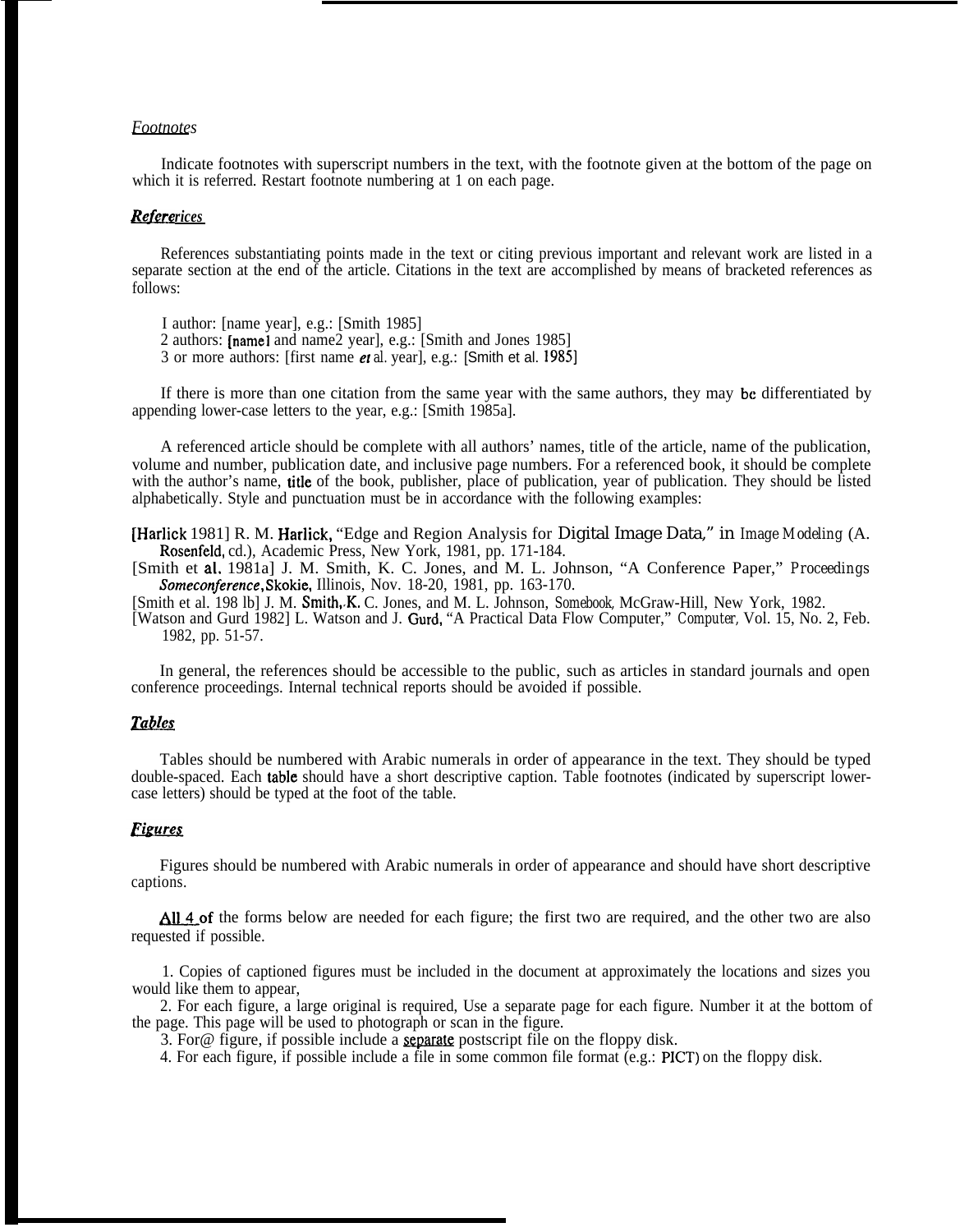*Footnotes*

Indicate footnotes with superscript numbers in the text, with the footnote given at the bottom of the page on which it is referred. Restart footnote numbering at 1 on each page.

*References*

References substantiating points made in the text or citing previous important and relevant work are listed in a separate section at the end of the article. Citations in the text are accomplished by means of bracketed references as follows:

I author: [name year], e.g.: [Smith 1985]
2 authors: [name1 and name2 year], e.g.: [Smith and Jones 1985]
3 or more authors: [first name et al. year], e.g.: [Smith et al. 1985]

If there is more than one citation from the same year with the same authors, they may be differentiated by appending lower-case letters to the year, e.g.: [Smith 1985a].

A referenced article should be complete with all authors' names, title of the article, name of the publication, volume and number, publication date, and inclusive page numbers. For a referenced book, it should be complete with the author's name, title of the book, publisher, place of publication, year of publication. They should be listed alphabetically. Style and punctuation must be in accordance with the following examples:

[Harlick 1981] R. M. Harlick, "Edge and Region Analysis for Digital Image Data," in *Image Modeling* (A. Rosenfeld, cd.), Academic Press, New York, 1981, pp. 171-184.

[Smith et al. 1981a] J. M. Smith, K. C. Jones, and M. L. Johnson, "A Conference Paper," *Proceedings Someconference*, Skokie, Illinois, Nov. 18-20, 1981, pp. 163-170.

[Smith et al. 198 lb] J. M. Smith, K. C. Jones, and M. L. Johnson, *Somebook*, McGraw-Hill, New York, 1982.

[Watson and Gurd 1982] L. Watson and J. Gurd, "A Practical Data Flow Computer," *Computer*, Vol. 15, No. 2, Feb. 1982, pp. 51-57.

In general, the references should be accessible to the public, such as articles in standard journals and open conference proceedings. Internal technical reports should be avoided if possible.

*Tables*

Tables should be numbered with Arabic numerals in order of appearance in the text. They should be typed double-spaced. Each table should have a short descriptive caption. Table footnotes (indicated by superscript lower-case letters) should be typed at the foot of the table.

*Figures*

Figures should be numbered with Arabic numerals in order of appearance and should have short descriptive captions.

All 4 of the forms below are needed for each figure; the first two are required, and the other two are also requested if possible.

1. Copies of captioned figures must be included in the document at approximately the locations and sizes you would like them to appear,

2. For each figure, a large original is required, Use a separate page for each figure. Number it at the bottom of the page. This page will be used to photograph or scan in the figure.

3. For@ figure, if possible include a separate postscript file on the floppy disk.

4. For each figure, if possible include a file in some common file format (e.g.: PICT) on the floppy disk.